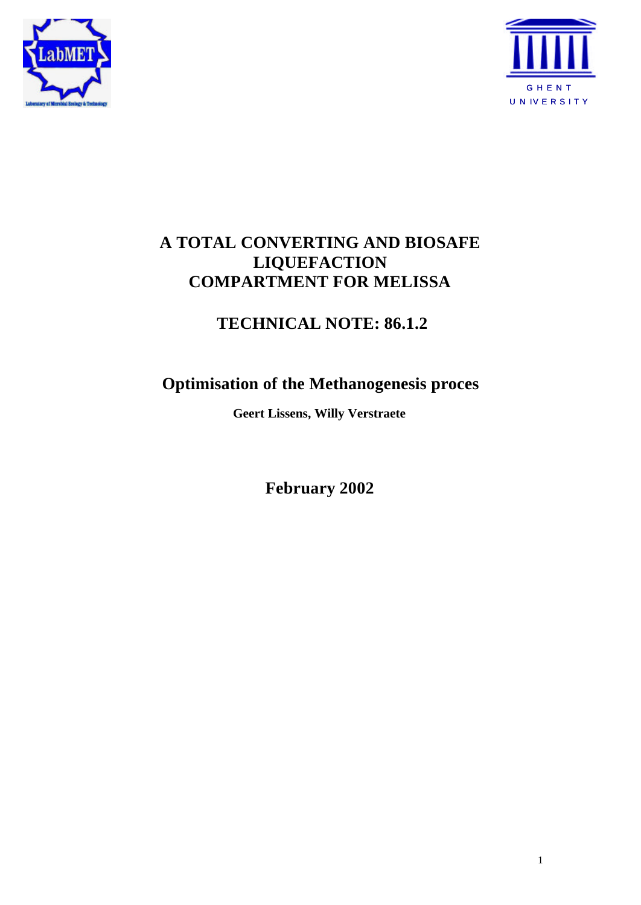# A TOTAL CONVERTING AND BIOSAFE LIQUEFACTION COMPARTMENT FOR MELISSA

## TECHNICAL NOTE: 86.1.2

## Optimisation of the Methanogenesis proces

**Geert Lissens, Willy Verstraete**

**February 2002**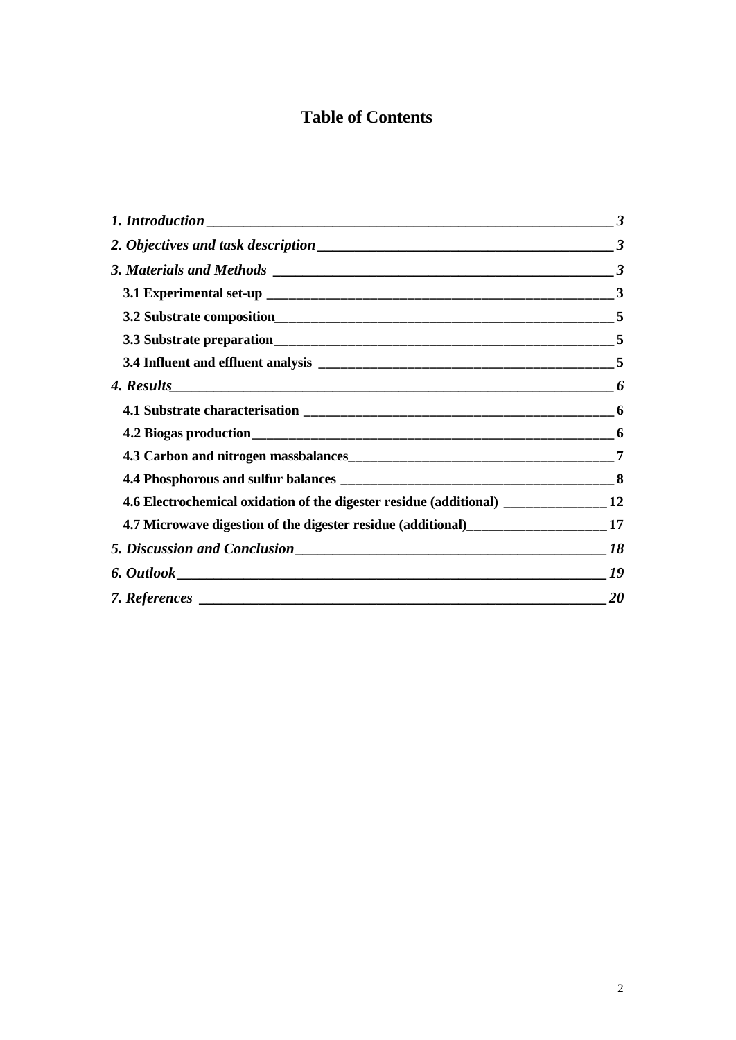# Table of Contents

*1. Introduction* ___ *3*

*2. Objectives and task description* ___ *3*

*3. Materials and Methods* ___ *3*

**3.1 Experimental set-up** ___ **3**

**3.2 Substrate composition** ___ **5**

**3.3 Substrate preparation** ___ **5**

**3.4 Influent and effluent analysis** ___ **5**

*4. Results* ___ *6*

**4.1 Substrate characterisation** ___ **6**

**4.2 Biogas production** ___ **6**

**4.3 Carbon and nitrogen massbalances** ___ **7**

**4.4 Phosphorous and sulfur balances** ___ **8**

**4.6 Electrochemical oxidation of the digester residue (additional)** ___ **12**

**4.7 Microwave digestion of the digester residue (additional)** ___ **17**

*5. Discussion and Conclusion* ___ *18*

*6. Outlook* ___ *19*

*7. References* ___ *20*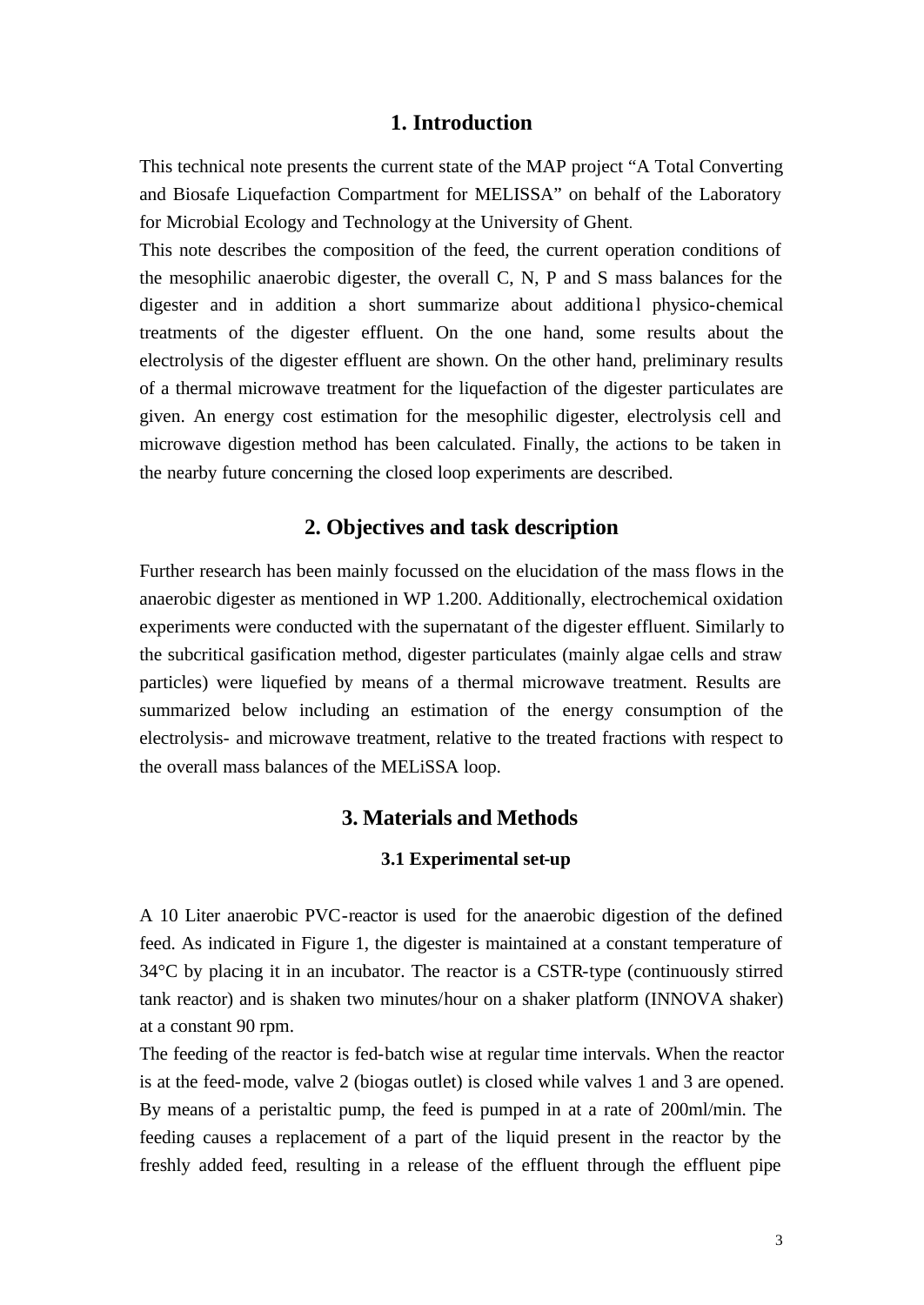# 1. Introduction

This technical note presents the current state of the MAP project "A Total Converting and Biosafe Liquefaction Compartment for MELISSA" on behalf of the Laboratory for Microbial Ecology and Technology at the University of Ghent.

This note describes the composition of the feed, the current operation conditions of the mesophilic anaerobic digester, the overall C, N, P and S mass balances for the digester and in addition a short summarize about additional physico-chemical treatments of the digester effluent. On the one hand, some results about the electrolysis of the digester effluent are shown. On the other hand, preliminary results of a thermal microwave treatment for the liquefaction of the digester particulates are given. An energy cost estimation for the mesophilic digester, electrolysis cell and microwave digestion method has been calculated. Finally, the actions to be taken in the nearby future concerning the closed loop experiments are described.

# 2. Objectives and task description

Further research has been mainly focussed on the elucidation of the mass flows in the anaerobic digester as mentioned in WP 1.200. Additionally, electrochemical oxidation experiments were conducted with the supernatant of the digester effluent. Similarly to the subcritical gasification method, digester particulates (mainly algae cells and straw particles) were liquefied by means of a thermal microwave treatment. Results are summarized below including an estimation of the energy consumption of the electrolysis- and microwave treatment, relative to the treated fractions with respect to the overall mass balances of the MELiSSA loop.

# 3. Materials and Methods

## 3.1 Experimental set-up

A 10 Liter anaerobic PVC-reactor is used for the anaerobic digestion of the defined feed. As indicated in Figure 1, the digester is maintained at a constant temperature of 34°C by placing it in an incubator. The reactor is a CSTR-type (continuously stirred tank reactor) and is shaken two minutes/hour on a shaker platform (INNOVA shaker) at a constant 90 rpm.

The feeding of the reactor is fed-batch wise at regular time intervals. When the reactor is at the feed-mode, valve 2 (biogas outlet) is closed while valves 1 and 3 are opened. By means of a peristaltic pump, the feed is pumped in at a rate of 200ml/min. The feeding causes a replacement of a part of the liquid present in the reactor by the freshly added feed, resulting in a release of the effluent through the effluent pipe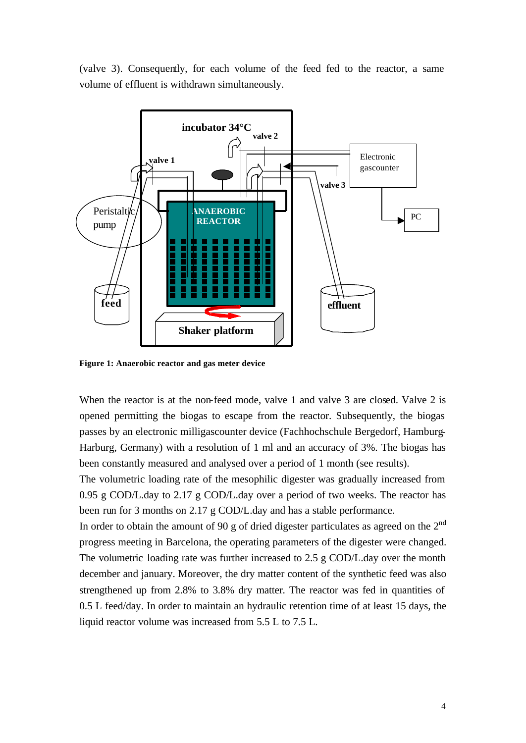(valve 3). Consequently, for each volume of the feed fed to the reactor, a same volume of effluent is withdrawn simultaneously.

**Figure 1: Anaerobic reactor and gas meter device**

When the reactor is at the non-feed mode, valve 1 and valve 3 are closed. Valve 2 is opened permitting the biogas to escape from the reactor. Subsequently, the biogas passes by an electronic milligascounter device (Fachhochschule Bergedorf, Hamburg-Harburg, Germany) with a resolution of 1 ml and an accuracy of 3%. The biogas has been constantly measured and analysed over a period of 1 month (see results).

The volumetric loading rate of the mesophilic digester was gradually increased from 0.95 g COD/L.day to 2.17 g COD/L.day over a period of two weeks. The reactor has been run for 3 months on 2.17 g COD/L.day and has a stable performance.

In order to obtain the amount of 90 g of dried digester particulates as agreed on the 2nd progress meeting in Barcelona, the operating parameters of the digester were changed. The volumetric loading rate was further increased to 2.5 g COD/L.day over the month december and january. Moreover, the dry matter content of the synthetic feed was also strengthened up from 2.8% to 3.8% dry matter. The reactor was fed in quantities of 0.5 L feed/day. In order to maintain an hydraulic retention time of at least 15 days, the liquid reactor volume was increased from 5.5 L to 7.5 L.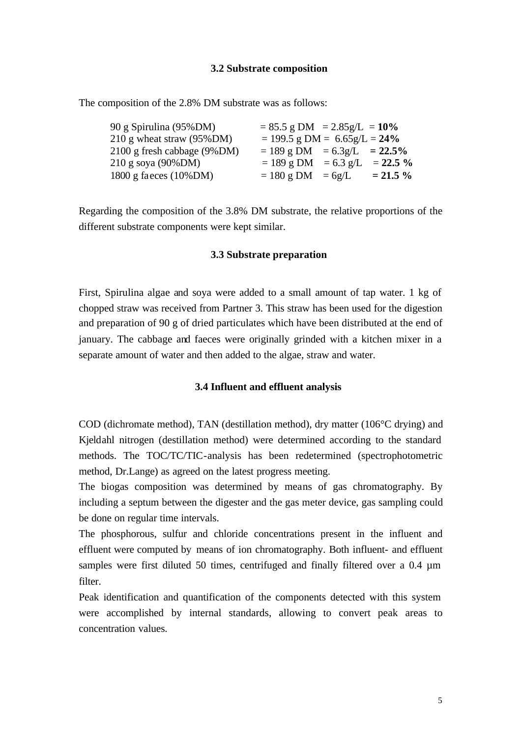### 3.2 Substrate composition

The composition of the 2.8% DM substrate was as follows:

| | | | |
|---|---|---|---|
| 90 g Spirulina (95%DM) | = 85.5 g DM | = 2.85g/L | = **10%** |
| 210 g wheat straw (95%DM) | = 199.5 g DM | = 6.65g/L | = **24%** |
| 2100 g fresh cabbage (9%DM) | = 189 g DM | = 6.3g/L | **= 22.5%** |
| 210 g soya (90%DM) | = 189 g DM | = 6.3 g/L | = **22.5 %** |
| 1800 g faeces (10%DM) | = 180 g DM | = 6g/L | **= 21.5 %** |

Regarding the composition of the 3.8% DM substrate, the relative proportions of the different substrate components were kept similar.

### 3.3 Substrate preparation

First, Spirulina algae and soya were added to a small amount of tap water. 1 kg of chopped straw was received from Partner 3. This straw has been used for the digestion and preparation of 90 g of dried particulates which have been distributed at the end of january. The cabbage and faeces were originally grinded with a kitchen mixer in a separate amount of water and then added to the algae, straw and water.

### 3.4 Influent and effluent analysis

COD (dichromate method), TAN (destillation method), dry matter (106°C drying) and Kjeldahl nitrogen (destillation method) were determined according to the standard methods. The TOC/TC/TIC-analysis has been redetermined (spectrophotometric method, Dr.Lange) as agreed on the latest progress meeting.

The biogas composition was determined by means of gas chromatography. By including a septum between the digester and the gas meter device, gas sampling could be done on regular time intervals.

The phosphorous, sulfur and chloride concentrations present in the influent and effluent were computed by means of ion chromatography. Both influent- and effluent samples were first diluted 50 times, centrifuged and finally filtered over a 0.4 µm filter.

Peak identification and quantification of the components detected with this system were accomplished by internal standards, allowing to convert peak areas to concentration values.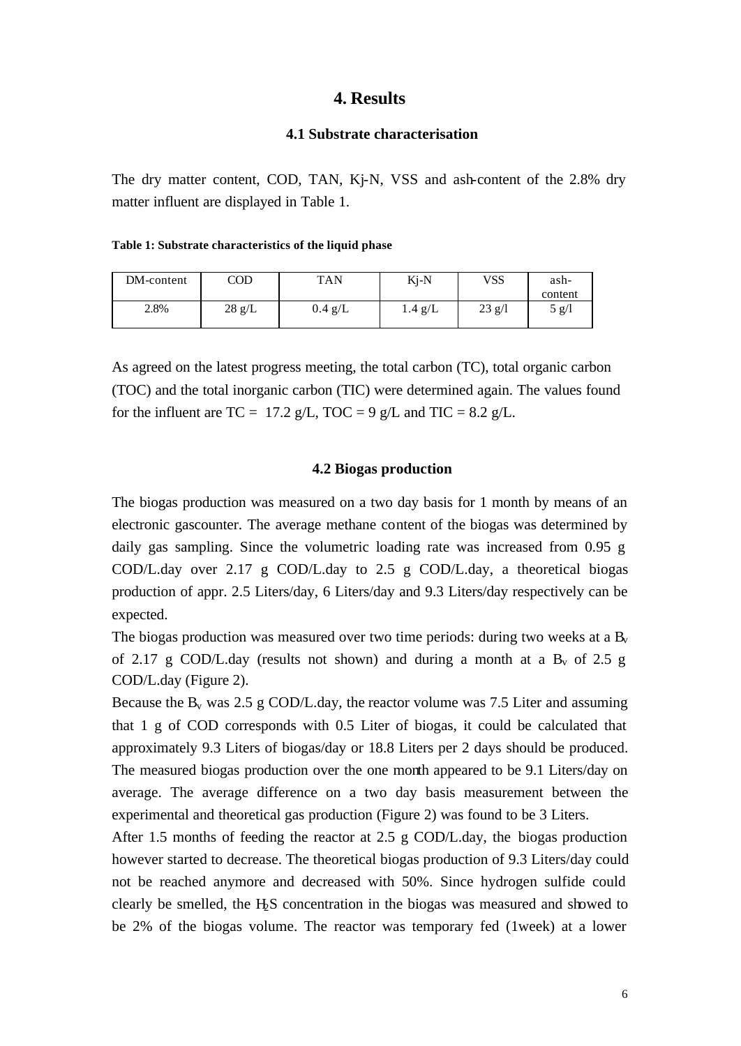# 4. Results

### 4.1 Substrate characterisation

The dry matter content, COD, TAN, Kj-N, VSS and ash-content of the 2.8% dry matter influent are displayed in Table 1.

**Table 1: Substrate characteristics of the liquid phase**

| DM-content | COD | TAN | Kj-N | VSS | ash-content |
|---|---|---|---|---|---|
| 2.8% | 28 g/L | 0.4 g/L | 1.4 g/L | 23 g/l | 5 g/l |

As agreed on the latest progress meeting, the total carbon (TC), total organic carbon (TOC) and the total inorganic carbon (TIC) were determined again. The values found for the influent are TC = 17.2 g/L, TOC = 9 g/L and TIC = 8.2 g/L.

### 4.2 Biogas production

The biogas production was measured on a two day basis for 1 month by means of an electronic gascounter. The average methane content of the biogas was determined by daily gas sampling. Since the volumetric loading rate was increased from 0.95 g COD/L.day over 2.17 g COD/L.day to 2.5 g COD/L.day, a theoretical biogas production of appr. 2.5 Liters/day, 6 Liters/day and 9.3 Liters/day respectively can be expected.

The biogas production was measured over two time periods: during two weeks at a $B_v$ of 2.17 g COD/L.day (results not shown) and during a month at a $B_v$ of 2.5 g COD/L.day (Figure 2).

Because the $B_v$ was 2.5 g COD/L.day, the reactor volume was 7.5 Liter and assuming that 1 g of COD corresponds with 0.5 Liter of biogas, it could be calculated that approximately 9.3 Liters of biogas/day or 18.8 Liters per 2 days should be produced. The measured biogas production over the one month appeared to be 9.1 Liters/day on average. The average difference on a two day basis measurement between the experimental and theoretical gas production (Figure 2) was found to be 3 Liters.

After 1.5 months of feeding the reactor at 2.5 g COD/L.day, the biogas production however started to decrease. The theoretical biogas production of 9.3 Liters/day could not be reached anymore and decreased with 50%. Since hydrogen sulfide could clearly be smelled, the $H_2S$ concentration in the biogas was measured and showed to be 2% of the biogas volume. The reactor was temporary fed (1week) at a lower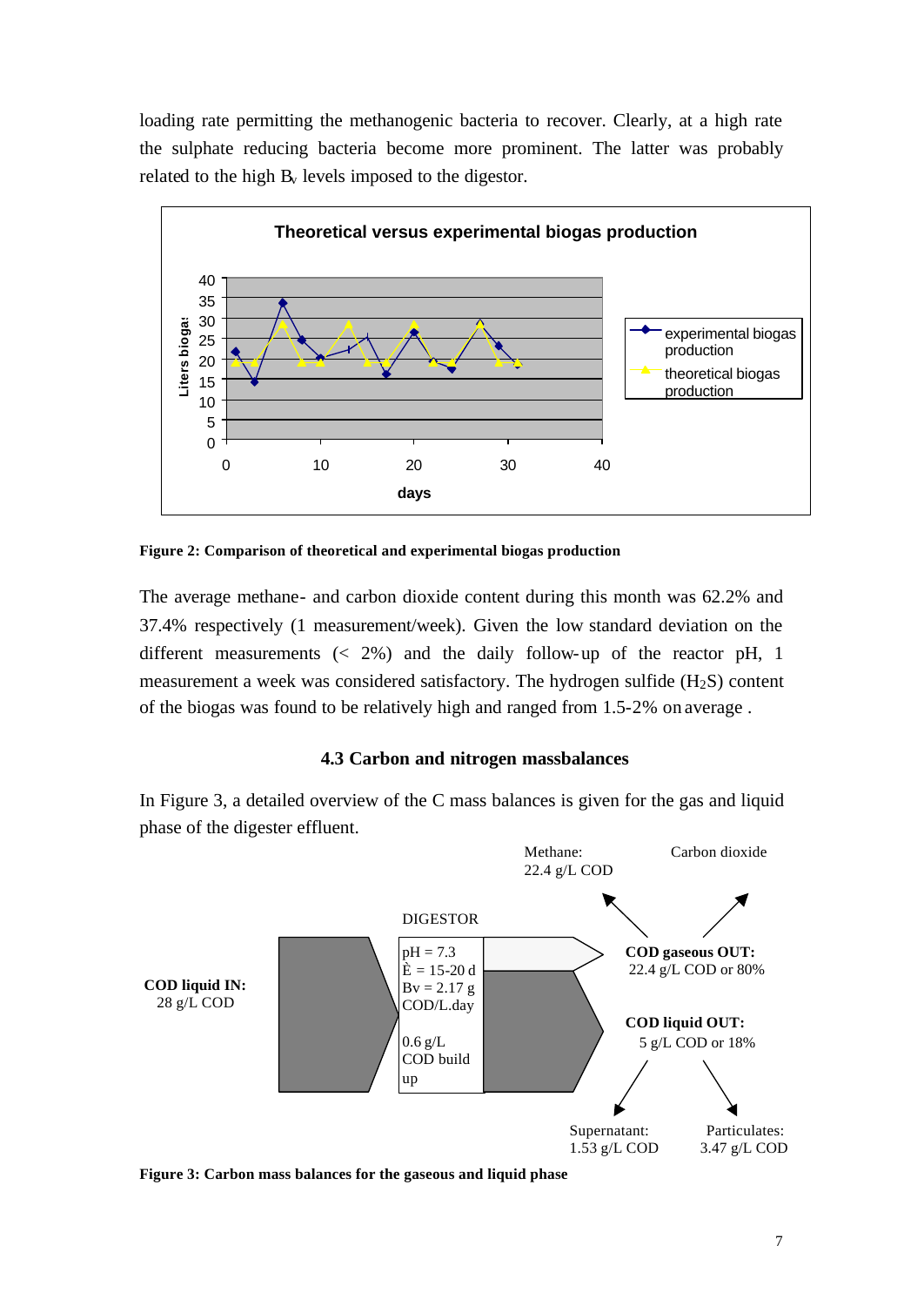loading rate permitting the methanogenic bacteria to recover. Clearly, at a high rate the sulphate reducing bacteria become more prominent. The latter was probably related to the high $B_v$ levels imposed to the digestor.

**Figure 2: Comparison of theoretical and experimental biogas production**

The average methane- and carbon dioxide content during this month was 62.2% and 37.4% respectively (1 measurement/week). Given the low standard deviation on the different measurements (< 2%) and the daily follow-up of the reactor pH, 1 measurement a week was considered satisfactory. The hydrogen sulfide ($H_2S$) content of the biogas was found to be relatively high and ranged from 1.5-2% on average .

### 4.3 Carbon and nitrogen massbalances

In Figure 3, a detailed overview of the C mass balances is given for the gas and liquid phase of the digester effluent.

**Figure 3: Carbon mass balances for the gaseous and liquid phase**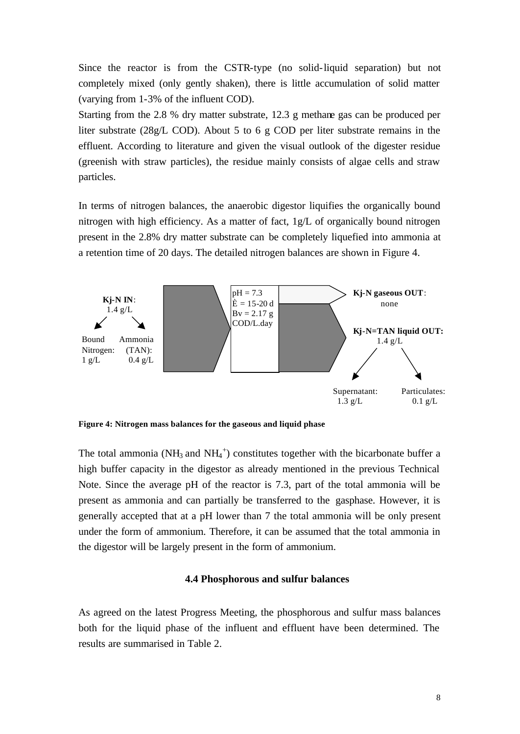Since the reactor is from the CSTR-type (no solid-liquid separation) but not completely mixed (only gently shaken), there is little accumulation of solid matter (varying from 1-3% of the influent COD).

Starting from the 2.8 % dry matter substrate, 12.3 g methane gas can be produced per liter substrate (28g/L COD). About 5 to 6 g COD per liter substrate remains in the effluent. According to literature and given the visual outlook of the digester residue (greenish with straw particles), the residue mainly consists of algae cells and straw particles.

In terms of nitrogen balances, the anaerobic digestor liquifies the organically bound nitrogen with high efficiency. As a matter of fact, 1g/L of organically bound nitrogen present in the 2.8% dry matter substrate can be completely liquefied into ammonia at a retention time of 20 days. The detailed nitrogen balances are shown in Figure 4.

**Kj-N IN**: 1.4 g/L

Bound Nitrogen: 1 g/L

Ammonia (TAN): 0.4 g/L

pH = 7.3
È = 15-20 d
Bv = 2.17 g COD/L.day

**Kj-N gaseous OUT**: none

**Kj-N=TAN liquid OUT:** 1.4 g/L

Supernatant: 1.3 g/L

Particulates: 0.1 g/L

**Figure 4: Nitrogen mass balances for the gaseous and liquid phase**

The total ammonia ($NH_3$ and $NH_4^+$) constitutes together with the bicarbonate buffer a high buffer capacity in the digestor as already mentioned in the previous Technical Note. Since the average pH of the reactor is 7.3, part of the total ammonia will be present as ammonia and can partially be transferred to the gasphase. However, it is generally accepted that at a pH lower than 7 the total ammonia will be only present under the form of ammonium. Therefore, it can be assumed that the total ammonia in the digestor will be largely present in the form of ammonium.

### 4.4 Phosphorous and sulfur balances

As agreed on the latest Progress Meeting, the phosphorous and sulfur mass balances both for the liquid phase of the influent and effluent have been determined. The results are summarised in Table 2.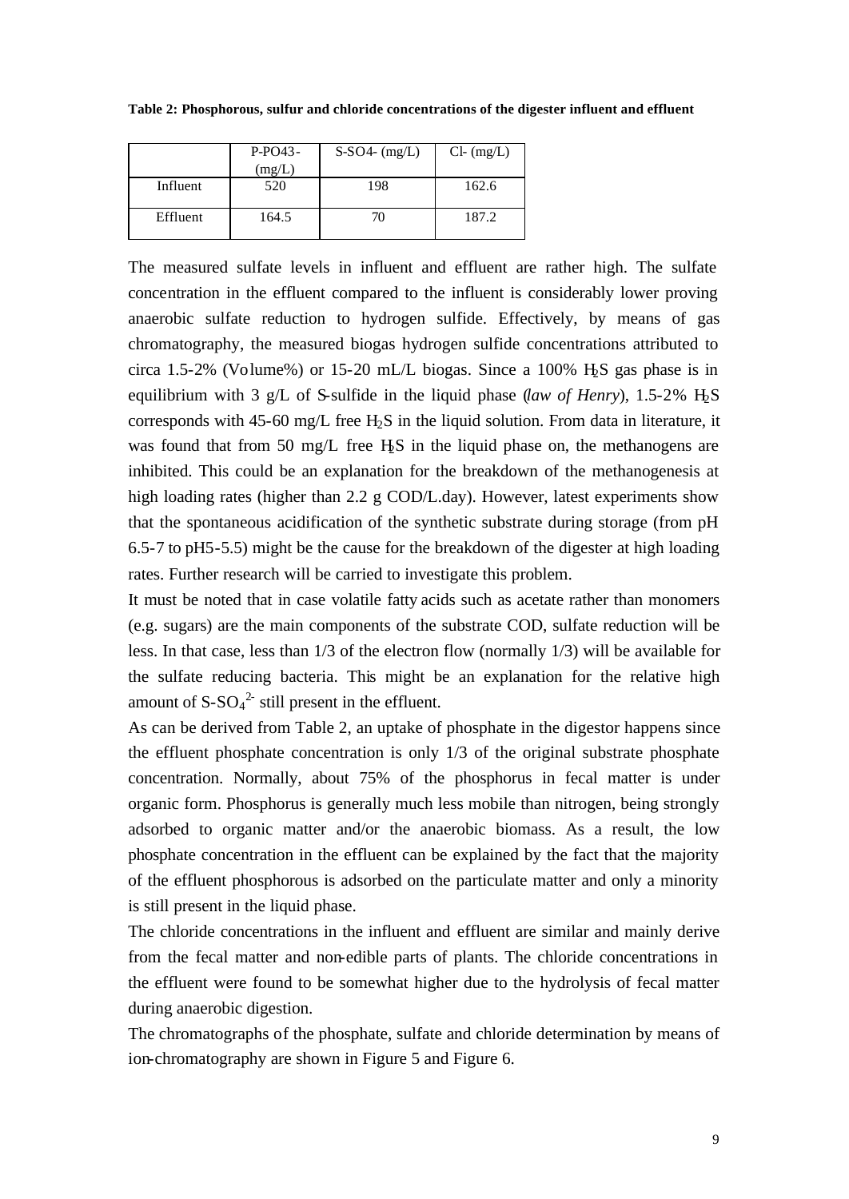**Table 2: Phosphorous, sulfur and chloride concentrations of the digester influent and effluent**

| | P-PO43- (mg/L) | S-SO4- (mg/L) | Cl- (mg/L) |
|---|---|---|---|
| Influent | 520 | 198 | 162.6 |
| Effluent | 164.5 | 70 | 187.2 |

The measured sulfate levels in influent and effluent are rather high. The sulfate concentration in the effluent compared to the influent is considerably lower proving anaerobic sulfate reduction to hydrogen sulfide. Effectively, by means of gas chromatography, the measured biogas hydrogen sulfide concentrations attributed to circa 1.5-2% (Volume%) or 15-20 mL/L biogas. Since a 100% $H_2S$ gas phase is in equilibrium with 3 g/L of S-sulfide in the liquid phase (*law of Henry*), 1.5-2% $H_2S$ corresponds with 45-60 mg/L free $H_2S$ in the liquid solution. From data in literature, it was found that from 50 mg/L free $H_2S$ in the liquid phase on, the methanogens are inhibited. This could be an explanation for the breakdown of the methanogenesis at high loading rates (higher than 2.2 g COD/L.day). However, latest experiments show that the spontaneous acidification of the synthetic substrate during storage (from pH 6.5-7 to pH5-5.5) might be the cause for the breakdown of the digester at high loading rates. Further research will be carried to investigate this problem.

It must be noted that in case volatile fatty acids such as acetate rather than monomers (e.g. sugars) are the main components of the substrate COD, sulfate reduction will be less. In that case, less than 1/3 of the electron flow (normally 1/3) will be available for the sulfate reducing bacteria. This might be an explanation for the relative high amount of $S\text{-}SO_4^{2-}$ still present in the effluent.

As can be derived from Table 2, an uptake of phosphate in the digestor happens since the effluent phosphate concentration is only 1/3 of the original substrate phosphate concentration. Normally, about 75% of the phosphorus in fecal matter is under organic form. Phosphorus is generally much less mobile than nitrogen, being strongly adsorbed to organic matter and/or the anaerobic biomass. As a result, the low phosphate concentration in the effluent can be explained by the fact that the majority of the effluent phosphorous is adsorbed on the particulate matter and only a minority is still present in the liquid phase.

The chloride concentrations in the influent and effluent are similar and mainly derive from the fecal matter and non-edible parts of plants. The chloride concentrations in the effluent were found to be somewhat higher due to the hydrolysis of fecal matter during anaerobic digestion.

The chromatographs of the phosphate, sulfate and chloride determination by means of ion-chromatography are shown in Figure 5 and Figure 6.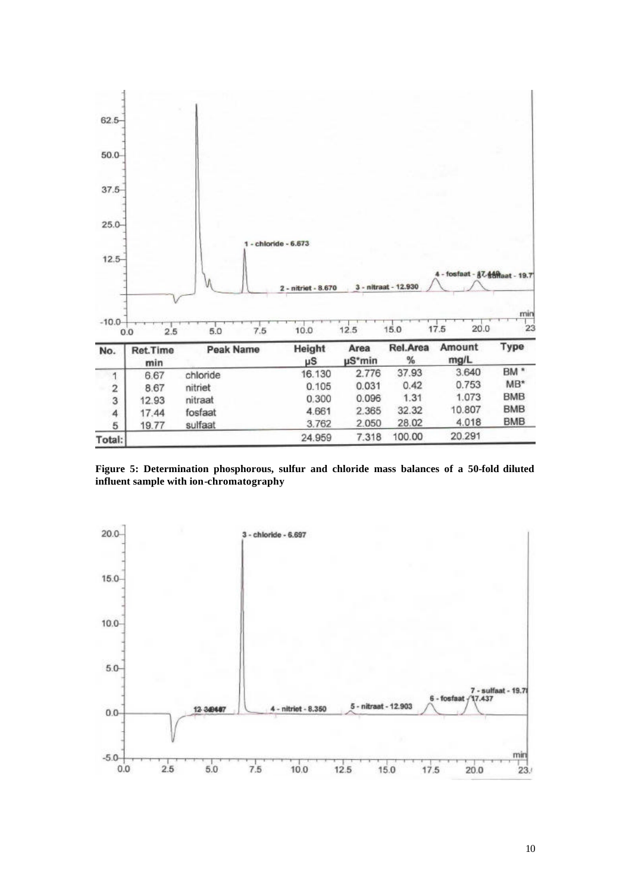| No. | Ret.Time min | Peak Name | Height µS | Area µS*min | Rel.Area % | Amount mg/L | Type |
|---|---|---|---|---|---|---|---|
| 1 | 6.67 | chloride | 16.130 | 2.776 | 37.93 | 3.640 | BM * |
| 2 | 8.67 | nitriet | 0.105 | 0.031 | 0.42 | 0.753 | MB* |
| 3 | 12.93 | nitraat | 0.300 | 0.096 | 1.31 | 1.073 | BMB |
| 4 | 17.44 | fosfaat | 4.661 | 2.365 | 32.32 | 10.807 | BMB |
| 5 | 19.77 | sulfaat | 3.762 | 2.050 | 28.02 | 4.018 | BMB |
| Total: | | | 24.959 | 7.318 | 100.00 | 20.291 | |

**Figure 5: Determination phosphorous, sulfur and chloride mass balances of a 50-fold diluted influent sample with ion-chromatography**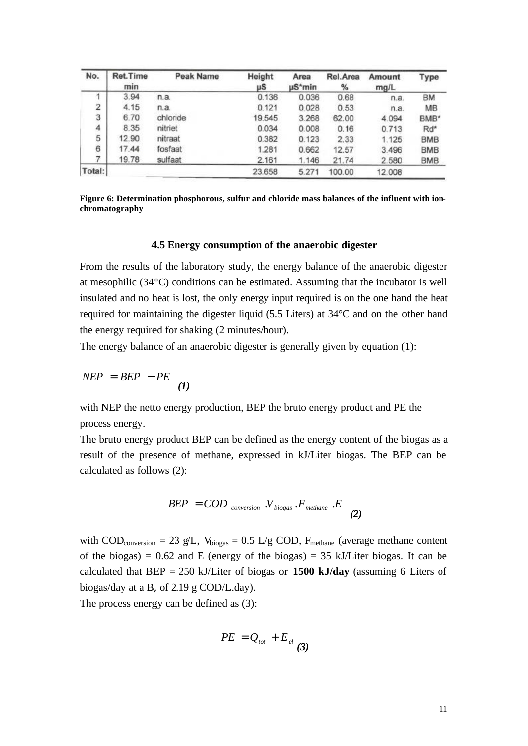| No. | Ret.Time min | Peak Name | Height µS | Area µS*min | Rel.Area % | Amount mg/L | Type |
|---|---|---|---|---|---|---|---|
| 1 | 3.94 | n.a. | 0.136 | 0.036 | 0.68 | n.a. | BM |
| 2 | 4.15 | n.a. | 0.121 | 0.028 | 0.53 | n.a. | MB |
| 3 | 6.70 | chloride | 19.545 | 3.268 | 62.00 | 4.094 | BMB* |
| 4 | 8.35 | nitriet | 0.034 | 0.008 | 0.16 | 0.713 | Rd* |
| 5 | 12.90 | nitraat | 0.382 | 0.123 | 2.33 | 1.125 | BMB |
| 6 | 17.44 | fosfaat | 1.281 | 0.662 | 12.57 | 3.496 | BMB |
| 7 | 19.78 | sulfaat | 2.161 | 1.146 | 21.74 | 2.580 | BMB |
| Total: | | | 23.658 | 5.271 | 100.00 | 12.008 | |

**Figure 6: Determination phosphorous, sulfur and chloride mass balances of the influent with ion-chromatography**

### 4.5 Energy consumption of the anaerobic digester

From the results of the laboratory study, the energy balance of the anaerobic digester at mesophilic (34°C) conditions can be estimated. Assuming that the incubator is well insulated and no heat is lost, the only energy input required is on the one hand the heat required for maintaining the digester liquid (5.5 Liters) at 34°C and on the other hand the energy required for shaking (2 minutes/hour).

The energy balance of an anaerobic digester is generally given by equation (1):

$$NEP = BEP - PE \quad \textbf{(1)}$$

with NEP the netto energy production, BEP the bruto energy product and PE the process energy.

The bruto energy product BEP can be defined as the energy content of the biogas as a result of the presence of methane, expressed in kJ/Liter biogas. The BEP can be calculated as follows (2):

$$BEP = COD_{conversion} \cdot V_{biogas} \cdot F_{methane} \cdot E \quad \textbf{(2)}$$

with $COD_{conversion}$ = 23 g/L, $V_{biogas}$ = 0.5 L/g COD, $F_{methane}$ (average methane content of the biogas) = 0.62 and E (energy of the biogas) = 35 kJ/Liter biogas. It can be calculated that BEP = 250 kJ/Liter of biogas or **1500 kJ/day** (assuming 6 Liters of biogas/day at a $B_v$ of 2.19 g COD/L.day).

The process energy can be defined as (3):

$$PE = Q_{tot} + E_{el} \quad \textbf{(3)}$$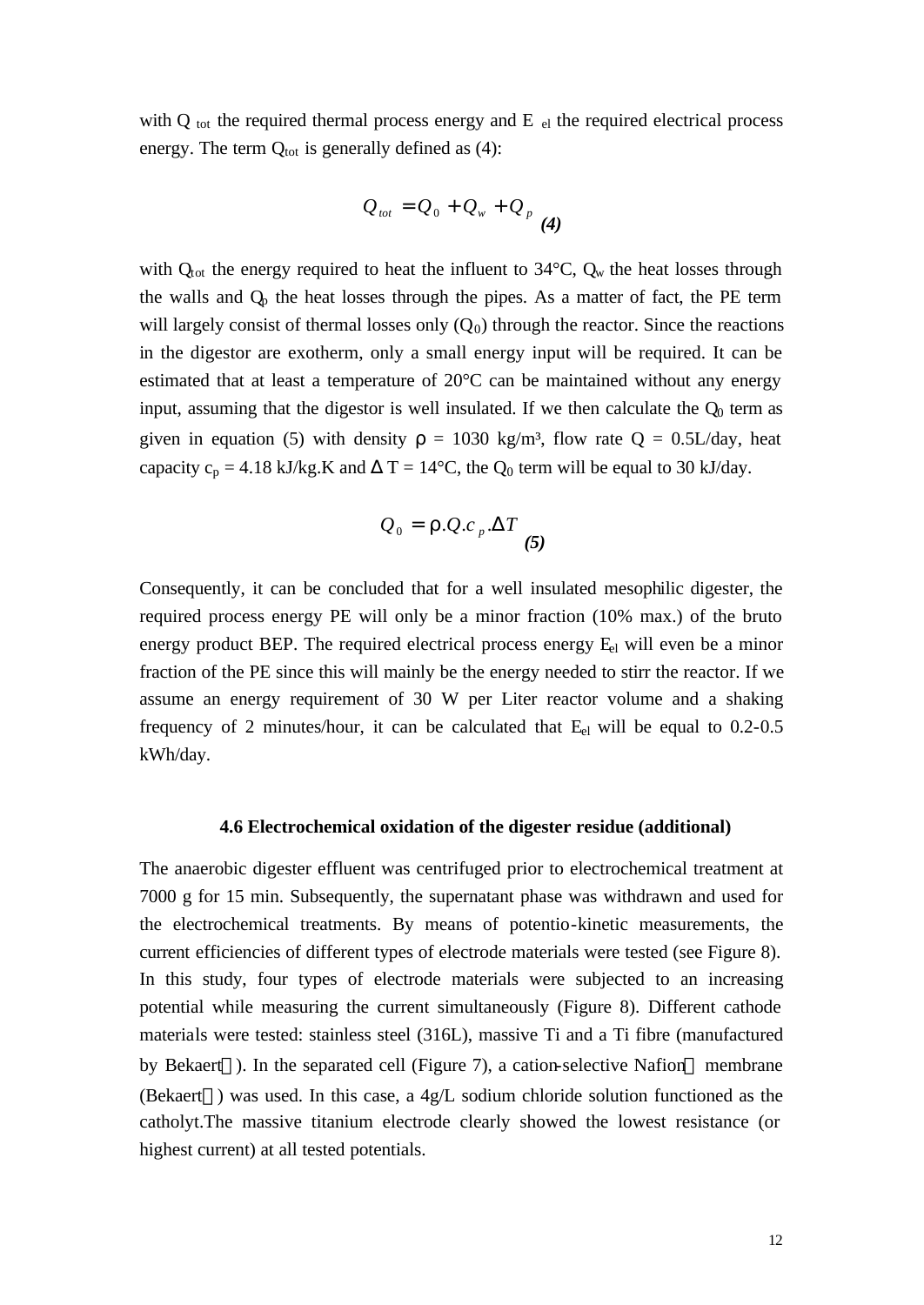with $Q_{tot}$ the required thermal process energy and $E_{el}$ the required electrical process energy. The term $Q_{tot}$ is generally defined as (4):

$$Q_{tot} = Q_0 + Q_w + Q_p \quad \textbf{(4)}$$

with $Q_{tot}$ the energy required to heat the influent to 34°C, $Q_w$ the heat losses through the walls and $Q_p$ the heat losses through the pipes. As a matter of fact, the PE term will largely consist of thermal losses only ($Q_0$) through the reactor. Since the reactions in the digestor are exotherm, only a small energy input will be required. It can be estimated that at least a temperature of 20°C can be maintained without any energy input, assuming that the digestor is well insulated. If we then calculate the $Q_0$ term as given in equation (5) with density $\rho$ = 1030 kg/m³, flow rate Q = 0.5L/day, heat capacity $c_p$ = 4.18 kJ/kg.K and $\Delta$ T = 14°C, the $Q_0$ term will be equal to 30 kJ/day.

$$Q_0 = \rho . Q . c_p . \Delta T \quad \textbf{(5)}$$

Consequently, it can be concluded that for a well insulated mesophilic digester, the required process energy PE will only be a minor fraction (10% max.) of the bruto energy product BEP. The required electrical process energy $E_{el}$ will even be a minor fraction of the PE since this will mainly be the energy needed to stirr the reactor. If we assume an energy requirement of 30 W per Liter reactor volume and a shaking frequency of 2 minutes/hour, it can be calculated that $E_{el}$ will be equal to 0.2-0.5 kWh/day.

### 4.6 Electrochemical oxidation of the digester residue (additional)

The anaerobic digester effluent was centrifuged prior to electrochemical treatment at 7000 g for 15 min. Subsequently, the supernatant phase was withdrawn and used for the electrochemical treatments. By means of potentio-kinetic measurements, the current efficiencies of different types of electrode materials were tested (see Figure 8). In this study, four types of electrode materials were subjected to an increasing potential while measuring the current simultaneously (Figure 8). Different cathode materials were tested: stainless steel (316L), massive Ti and a Ti fibre (manufactured by Bekaert®). In the separated cell (Figure 7), a cation-selective Nafion® membrane (Bekaert®) was used. In this case, a 4g/L sodium chloride solution functioned as the catholyt.The massive titanium electrode clearly showed the lowest resistance (or highest current) at all tested potentials.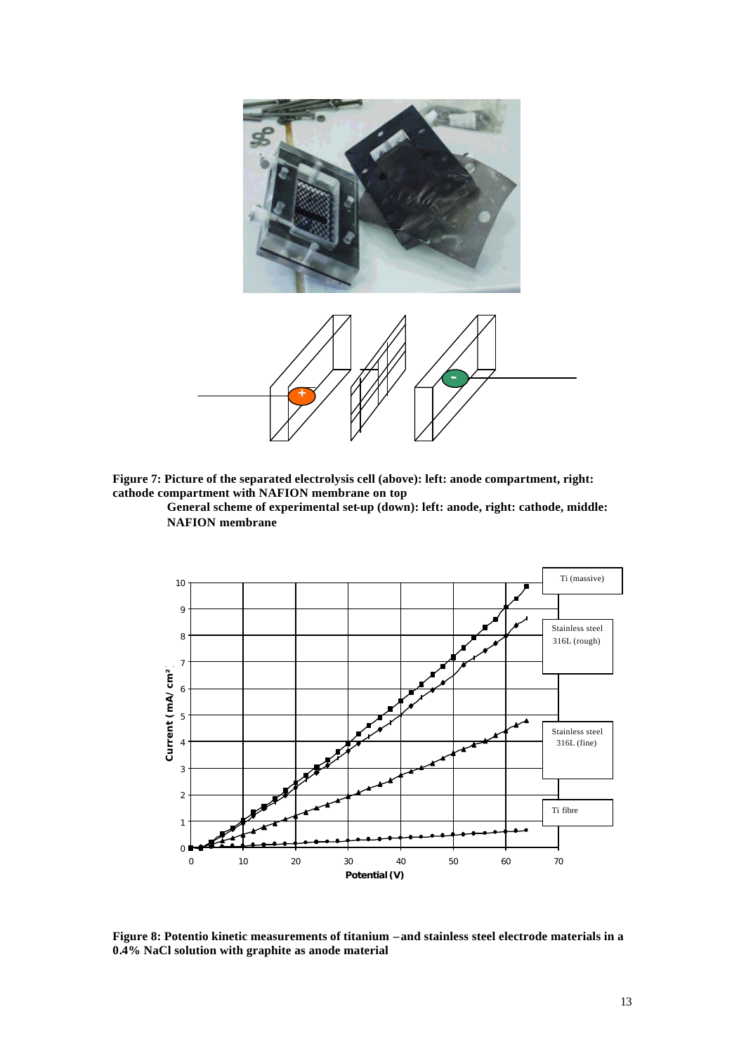**Figure 7: Picture of the separated electrolysis cell (above): left: anode compartment, right: cathode compartment with NAFION membrane on top**

**General scheme of experimental set-up (down): left: anode, right: cathode, middle: NAFION membrane**

**Figure 8: Potentio kinetic measurements of titanium –and stainless steel electrode materials in a 0.4% NaCl solution with graphite as anode material**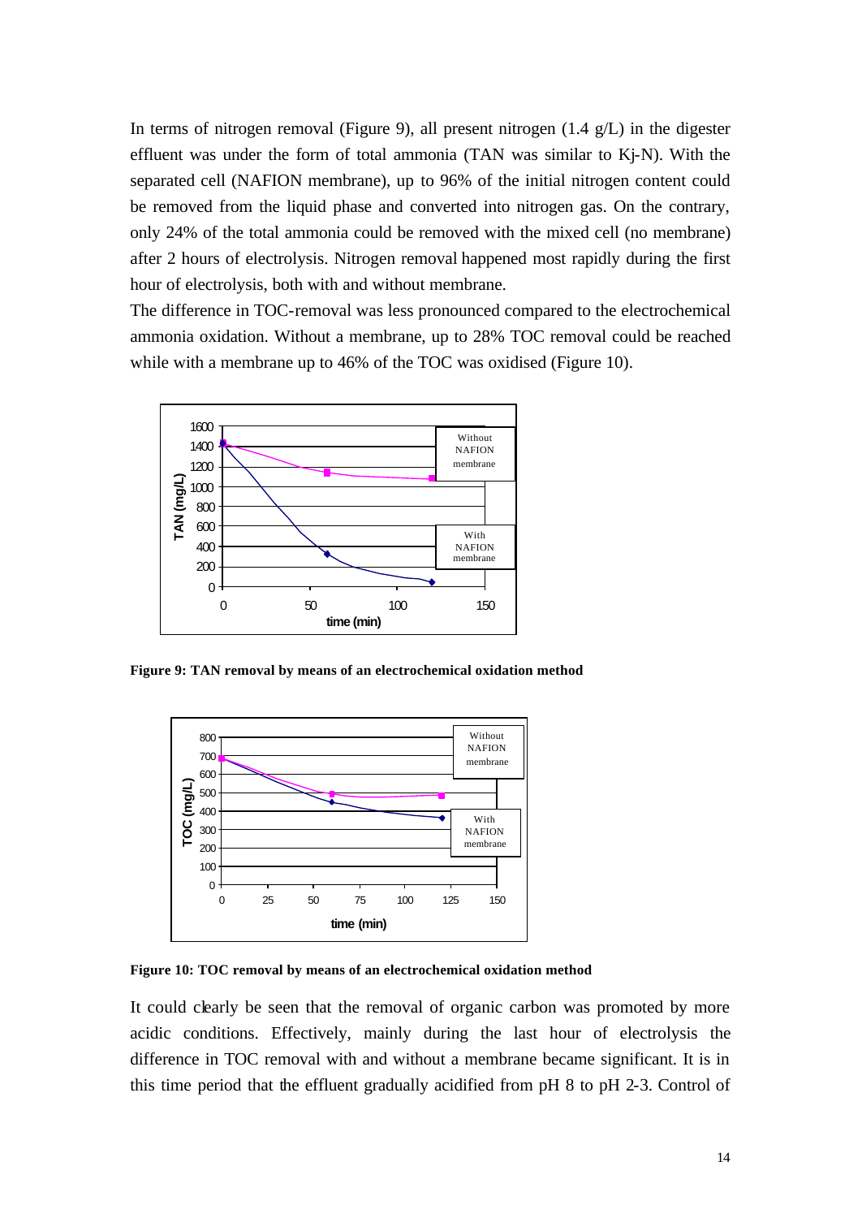In terms of nitrogen removal (Figure 9), all present nitrogen (1.4 g/L) in the digester effluent was under the form of total ammonia (TAN was similar to Kj-N). With the separated cell (NAFION membrane), up to 96% of the initial nitrogen content could be removed from the liquid phase and converted into nitrogen gas. On the contrary, only 24% of the total ammonia could be removed with the mixed cell (no membrane) after 2 hours of electrolysis. Nitrogen removal happened most rapidly during the first hour of electrolysis, both with and without membrane.

The difference in TOC-removal was less pronounced compared to the electrochemical ammonia oxidation. Without a membrane, up to 28% TOC removal could be reached while with a membrane up to 46% of the TOC was oxidised (Figure 10).

**Figure 9: TAN removal by means of an electrochemical oxidation method**

**Figure 10: TOC removal by means of an electrochemical oxidation method**

It could clearly be seen that the removal of organic carbon was promoted by more acidic conditions. Effectively, mainly during the last hour of electrolysis the difference in TOC removal with and without a membrane became significant. It is in this time period that the effluent gradually acidified from pH 8 to pH 2-3. Control of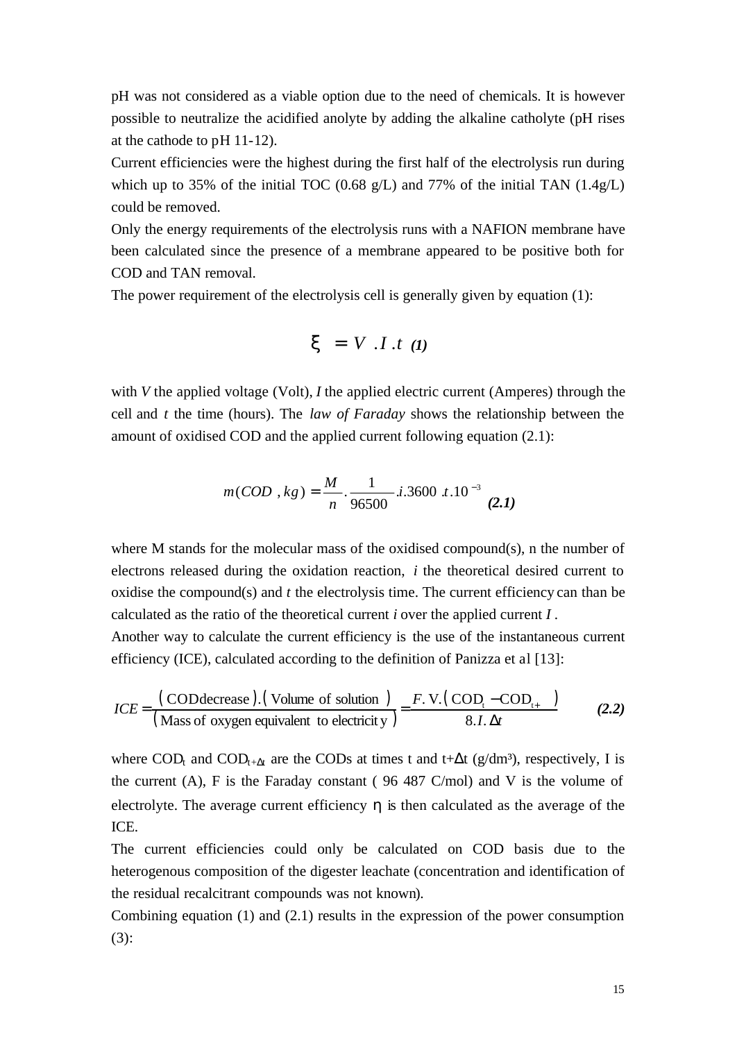pH was not considered as a viable option due to the need of chemicals. It is however possible to neutralize the acidified anolyte by adding the alkaline catholyte (pH rises at the cathode to pH 11-12).

Current efficiencies were the highest during the first half of the electrolysis run during which up to 35% of the initial TOC (0.68 g/L) and 77% of the initial TAN (1.4g/L) could be removed.

Only the energy requirements of the electrolysis runs with a NAFION membrane have been calculated since the presence of a membrane appeared to be positive both for COD and TAN removal.

The power requirement of the electrolysis cell is generally given by equation (1):

$$\xi = V \cdot I \cdot t \quad \textbf{\textit{(1)}}$$

with $V$ the applied voltage (Volt), $I$ the applied electric current (Amperes) through the cell and $t$ the time (hours). The *law of Faraday* shows the relationship between the amount of oxidised COD and the applied current following equation (2.1):

$$m(COD, kg) = \frac{M}{n} \cdot \frac{1}{96500} \cdot i \cdot 3600 \cdot t \cdot 10^{-3} \quad \textbf{\textit{(2.1)}}$$

where M stands for the molecular mass of the oxidised compound(s), n the number of electrons released during the oxidation reaction, $i$ the theoretical desired current to oxidise the compound(s) and $t$ the electrolysis time. The current efficiency can than be calculated as the ratio of the theoretical current $i$ over the applied current $I$.

Another way to calculate the current efficiency is the use of the instantaneous current efficiency (ICE), calculated according to the definition of Panizza et al [13]:

$$ICE = \frac{(\text{COD decrease}) \cdot (\text{Volume of solution})}{(\text{Mass of oxygen equivalent to electricity})} = \frac{F \cdot V \cdot (COD_t - COD_{t+\Delta t})}{8 \cdot I \cdot \Delta t} \quad \textbf{\textit{(2.2)}}$$

where $COD_t$ and $COD_{t+\Delta t}$ are the CODs at times t and t+$\Delta$t (g/dm³), respectively, I is the current (A), F is the Faraday constant ( 96 487 C/mol) and V is the volume of electrolyte. The average current efficiency $\eta$ is then calculated as the average of the ICE.

The current efficiencies could only be calculated on COD basis due to the heterogenous composition of the digester leachate (concentration and identification of the residual recalcitrant compounds was not known).

Combining equation (1) and (2.1) results in the expression of the power consumption (3):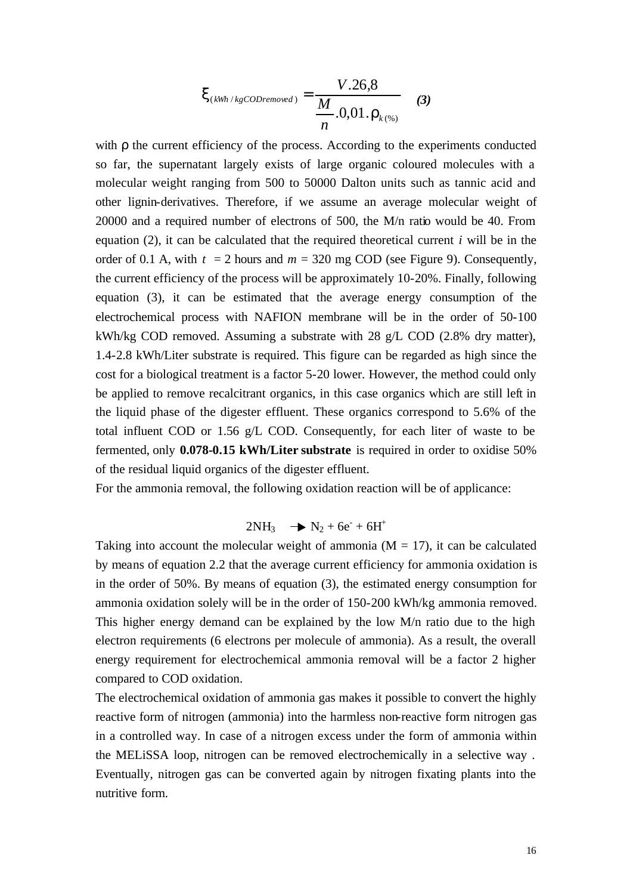$$\xi_{(kWh/kgCODremoved)} = \frac{V.26,8}{\frac{M}{n}.0,01.\rho_{k(\%)}} \quad \textbf{\textit{(3)}}$$

with $\rho$ the current efficiency of the process. According to the experiments conducted so far, the supernatant largely exists of large organic coloured molecules with a molecular weight ranging from 500 to 50000 Dalton units such as tannic acid and other lignin-derivatives. Therefore, if we assume an average molecular weight of 20000 and a required number of electrons of 500, the M/n ratio would be 40. From equation (2), it can be calculated that the required theoretical current $i$ will be in the order of 0.1 A, with $t = 2$ hours and $m = 320$ mg COD (see Figure 9). Consequently, the current efficiency of the process will be approximately 10-20%. Finally, following equation (3), it can be estimated that the average energy consumption of the electrochemical process with NAFION membrane will be in the order of 50-100 kWh/kg COD removed. Assuming a substrate with 28 g/L COD (2.8% dry matter), 1.4-2.8 kWh/Liter substrate is required. This figure can be regarded as high since the cost for a biological treatment is a factor 5-20 lower. However, the method could only be applied to remove recalcitrant organics, in this case organics which are still left in the liquid phase of the digester effluent. These organics correspond to 5.6% of the total influent COD or 1.56 g/L COD. Consequently, for each liter of waste to be fermented, only **0.078-0.15 kWh/Liter substrate** is required in order to oxidise 50% of the residual liquid organics of the digester effluent.

For the ammonia removal, the following oxidation reaction will be of applicance:

$$2NH_3 \rightarrow N_2 + 6e^- + 6H^+$$

Taking into account the molecular weight of ammonia (M = 17), it can be calculated by means of equation 2.2 that the average current efficiency for ammonia oxidation is in the order of 50%. By means of equation (3), the estimated energy consumption for ammonia oxidation solely will be in the order of 150-200 kWh/kg ammonia removed. This higher energy demand can be explained by the low M/n ratio due to the high electron requirements (6 electrons per molecule of ammonia). As a result, the overall energy requirement for electrochemical ammonia removal will be a factor 2 higher compared to COD oxidation.

The electrochemical oxidation of ammonia gas makes it possible to convert the highly reactive form of nitrogen (ammonia) into the harmless non-reactive form nitrogen gas in a controlled way. In case of a nitrogen excess under the form of ammonia within the MELiSSA loop, nitrogen can be removed electrochemically in a selective way . Eventually, nitrogen gas can be converted again by nitrogen fixating plants into the nutritive form.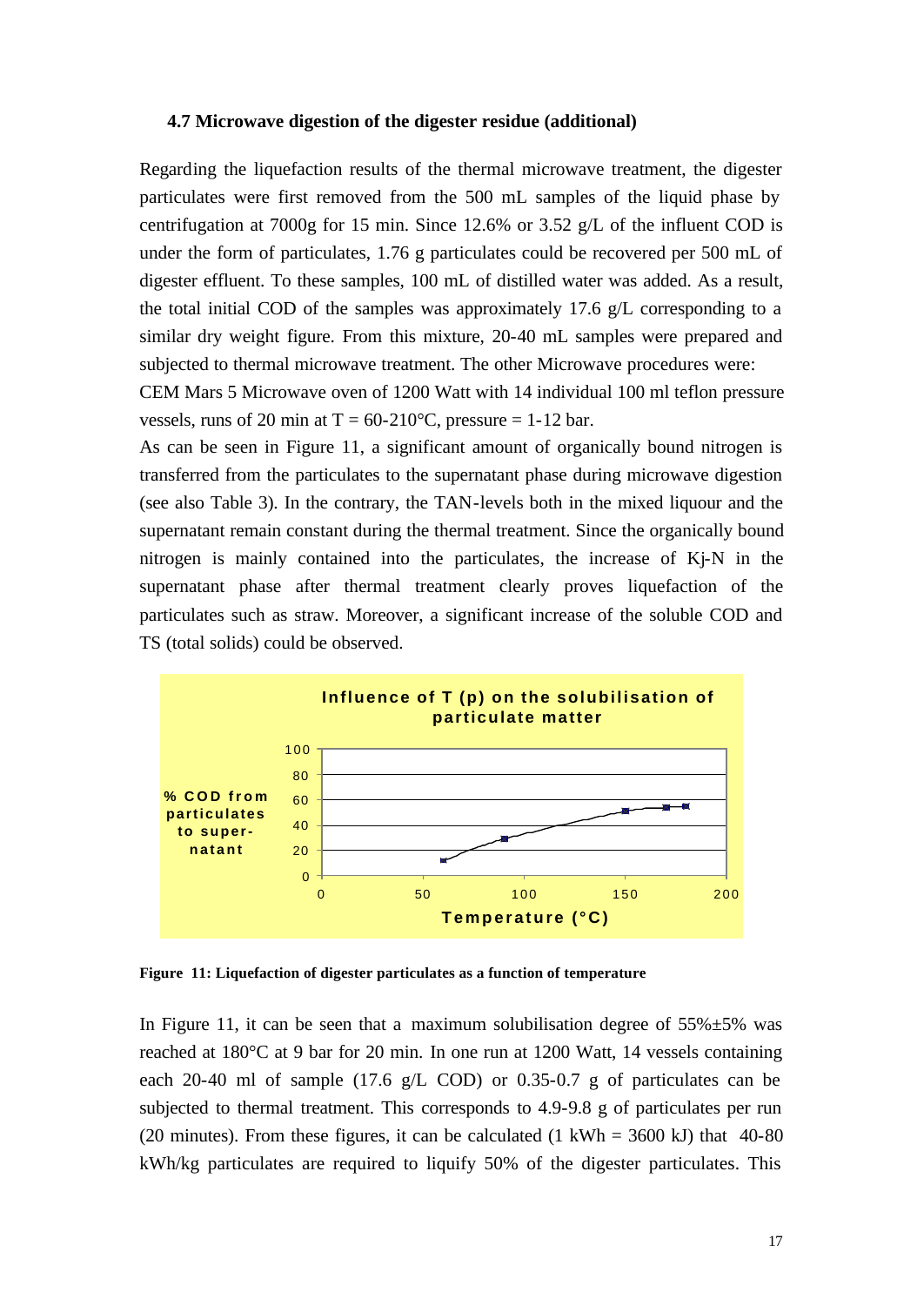### 4.7 Microwave digestion of the digester residue (additional)

Regarding the liquefaction results of the thermal microwave treatment, the digester particulates were first removed from the 500 mL samples of the liquid phase by centrifugation at 7000g for 15 min. Since 12.6% or 3.52 g/L of the influent COD is under the form of particulates, 1.76 g particulates could be recovered per 500 mL of digester effluent. To these samples, 100 mL of distilled water was added. As a result, the total initial COD of the samples was approximately 17.6 g/L corresponding to a similar dry weight figure. From this mixture, 20-40 mL samples were prepared and subjected to thermal microwave treatment. The other Microwave procedures were:
CEM Mars 5 Microwave oven of 1200 Watt with 14 individual 100 ml teflon pressure vessels, runs of 20 min at T = 60-210°C, pressure = 1-12 bar.

As can be seen in Figure 11, a significant amount of organically bound nitrogen is transferred from the particulates to the supernatant phase during microwave digestion (see also Table 3). In the contrary, the TAN-levels both in the mixed liquour and the supernatant remain constant during the thermal treatment. Since the organically bound nitrogen is mainly contained into the particulates, the increase of Kj-N in the supernatant phase after thermal treatment clearly proves liquefaction of the particulates such as straw. Moreover, a significant increase of the soluble COD and TS (total solids) could be observed.

**Figure 11: Liquefaction of digester particulates as a function of temperature**

In Figure 11, it can be seen that a maximum solubilisation degree of 55%±5% was reached at 180°C at 9 bar for 20 min. In one run at 1200 Watt, 14 vessels containing each 20-40 ml of sample (17.6 g/L COD) or 0.35-0.7 g of particulates can be subjected to thermal treatment. This corresponds to 4.9-9.8 g of particulates per run (20 minutes). From these figures, it can be calculated (1 kWh = 3600 kJ) that 40-80 kWh/kg particulates are required to liquify 50% of the digester particulates. This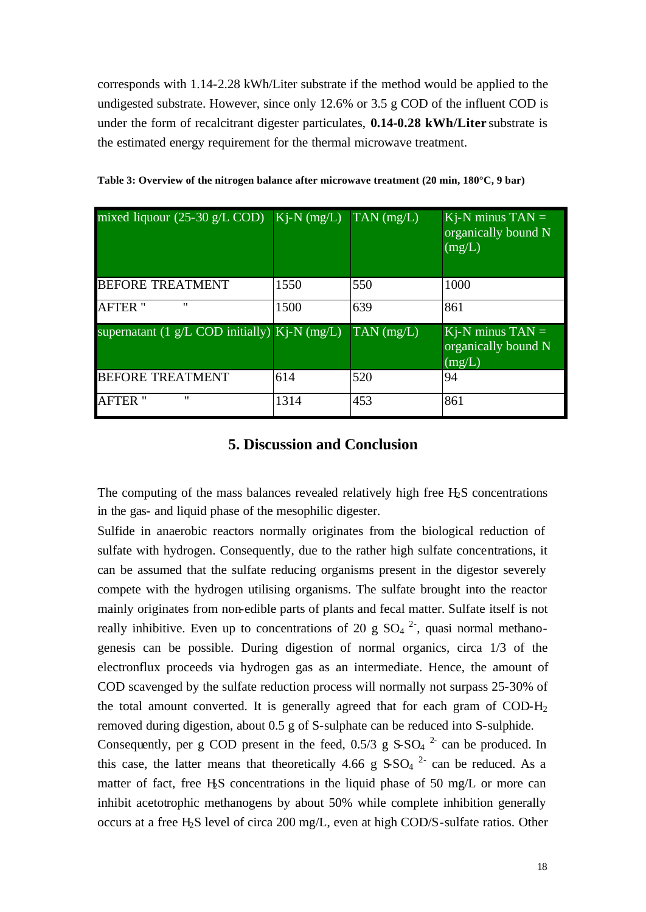corresponds with 1.14-2.28 kWh/Liter substrate if the method would be applied to the undigested substrate. However, since only 12.6% or 3.5 g COD of the influent COD is under the form of recalcitrant digester particulates, **0.14-0.28 kWh/Liter** substrate is the estimated energy requirement for the thermal microwave treatment.

**Table 3: Overview of the nitrogen balance after microwave treatment (20 min, 180°C, 9 bar)**

| mixed liquour (25-30 g/L COD) | Kj-N (mg/L) | TAN (mg/L) | Kj-N minus TAN = organically bound N (mg/L) |
|---|---|---|---|
| BEFORE TREATMENT | 1550 | 550 | 1000 |
| AFTER " " | 1500 | 639 | 861 |
| supernatant (1 g/L COD initially) | Kj-N (mg/L) | TAN (mg/L) | Kj-N minus TAN = organically bound N (mg/L) |
| BEFORE TREATMENT | 614 | 520 | 94 |
| AFTER " " | 1314 | 453 | 861 |

## 5. Discussion and Conclusion

The computing of the mass balances revealed relatively high free $H_2S$ concentrations in the gas- and liquid phase of the mesophilic digester.

Sulfide in anaerobic reactors normally originates from the biological reduction of sulfate with hydrogen. Consequently, due to the rather high sulfate concentrations, it can be assumed that the sulfate reducing organisms present in the digestor severely compete with the hydrogen utilising organisms. The sulfate brought into the reactor mainly originates from non-edible parts of plants and fecal matter. Sulfate itself is not really inhibitive. Even up to concentrations of 20 g $SO_4^{\ 2-}$, quasi normal methanogenesis can be possible. During digestion of normal organics, circa 1/3 of the electronflux proceeds via hydrogen gas as an intermediate. Hence, the amount of COD scavenged by the sulfate reduction process will normally not surpass 25-30% of the total amount converted. It is generally agreed that for each gram of COD-$H_2$ removed during digestion, about 0.5 g of S-sulphate can be reduced into S-sulphide.

Consequently, per g COD present in the feed, 0.5/3 g S-$SO_4^{\ 2-}$ can be produced. In this case, the latter means that theoretically 4.66 g S-$SO_4^{\ 2-}$ can be reduced. As a matter of fact, free $H_2S$ concentrations in the liquid phase of 50 mg/L or more can inhibit acetotrophic methanogens by about 50% while complete inhibition generally occurs at a free $H_2S$ level of circa 200 mg/L, even at high COD/S-sulfate ratios. Other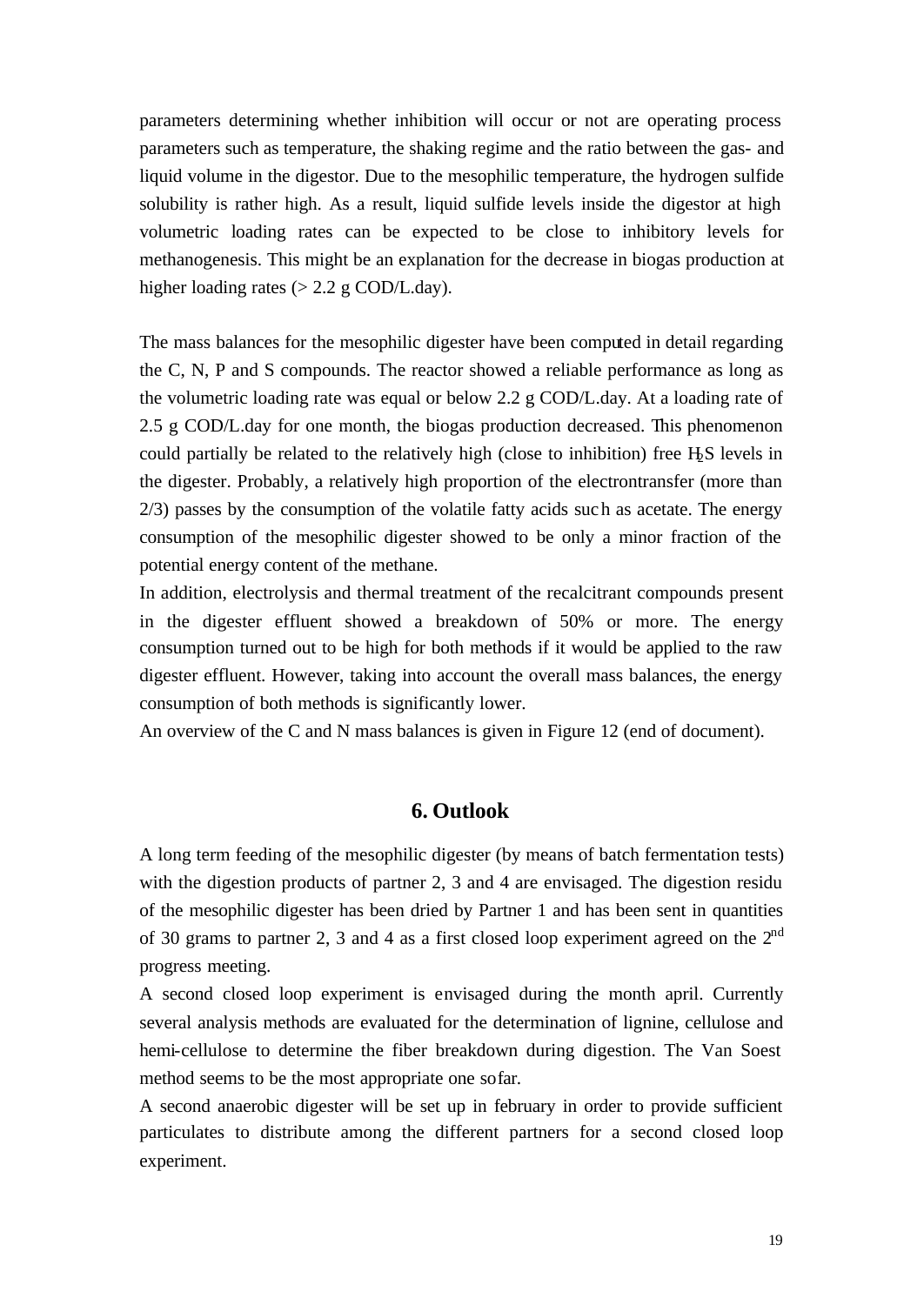parameters determining whether inhibition will occur or not are operating process parameters such as temperature, the shaking regime and the ratio between the gas- and liquid volume in the digestor. Due to the mesophilic temperature, the hydrogen sulfide solubility is rather high. As a result, liquid sulfide levels inside the digestor at high volumetric loading rates can be expected to be close to inhibitory levels for methanogenesis. This might be an explanation for the decrease in biogas production at higher loading rates (> 2.2 g COD/L.day).

The mass balances for the mesophilic digester have been computed in detail regarding the C, N, P and S compounds. The reactor showed a reliable performance as long as the volumetric loading rate was equal or below 2.2 g COD/L.day. At a loading rate of 2.5 g COD/L.day for one month, the biogas production decreased. This phenomenon could partially be related to the relatively high (close to inhibition) free $H_2S$ levels in the digester. Probably, a relatively high proportion of the electrontransfer (more than 2/3) passes by the consumption of the volatile fatty acids such as acetate. The energy consumption of the mesophilic digester showed to be only a minor fraction of the potential energy content of the methane.

In addition, electrolysis and thermal treatment of the recalcitrant compounds present in the digester effluent showed a breakdown of 50% or more. The energy consumption turned out to be high for both methods if it would be applied to the raw digester effluent. However, taking into account the overall mass balances, the energy consumption of both methods is significantly lower.

An overview of the C and N mass balances is given in Figure 12 (end of document).

## 6. Outlook

A long term feeding of the mesophilic digester (by means of batch fermentation tests) with the digestion products of partner 2, 3 and 4 are envisaged. The digestion residu of the mesophilic digester has been dried by Partner 1 and has been sent in quantities of 30 grams to partner 2, 3 and 4 as a first closed loop experiment agreed on the 2nd progress meeting.

A second closed loop experiment is envisaged during the month april. Currently several analysis methods are evaluated for the determination of lignine, cellulose and hemi-cellulose to determine the fiber breakdown during digestion. The Van Soest method seems to be the most appropriate one sofar.

A second anaerobic digester will be set up in february in order to provide sufficient particulates to distribute among the different partners for a second closed loop experiment.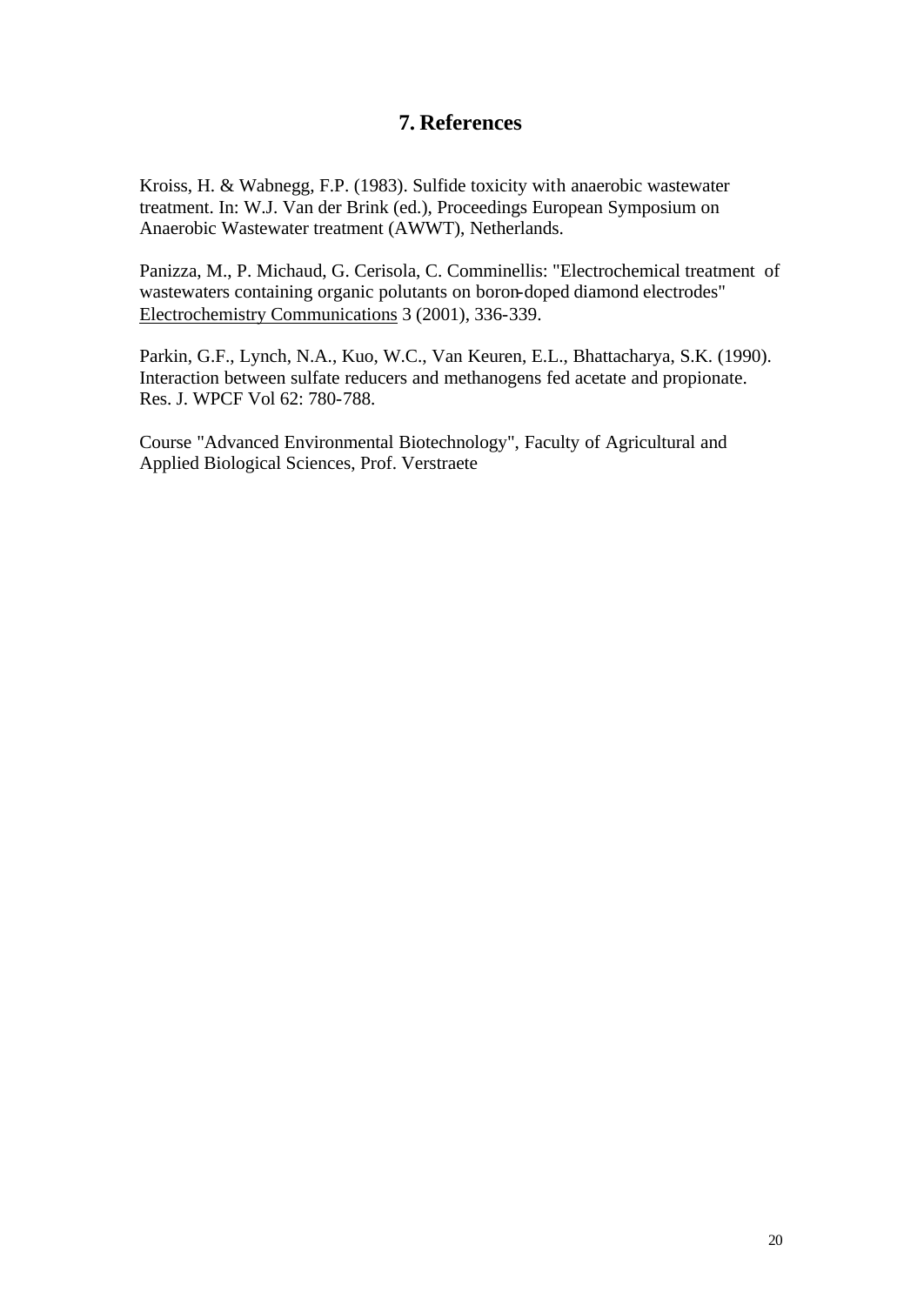## 7. References

Kroiss, H. & Wabnegg, F.P. (1983). Sulfide toxicity with anaerobic wastewater treatment. In: W.J. Van der Brink (ed.), Proceedings European Symposium on Anaerobic Wastewater treatment (AWWT), Netherlands.

Panizza, M., P. Michaud, G. Cerisola, C. Comminellis: "Electrochemical treatment of wastewaters containing organic polutants on boron-doped diamond electrodes" Electrochemistry Communications 3 (2001), 336-339.

Parkin, G.F., Lynch, N.A., Kuo, W.C., Van Keuren, E.L., Bhattacharya, S.K. (1990). Interaction between sulfate reducers and methanogens fed acetate and propionate. Res. J. WPCF Vol 62: 780-788.

Course "Advanced Environmental Biotechnology", Faculty of Agricultural and Applied Biological Sciences, Prof. Verstraete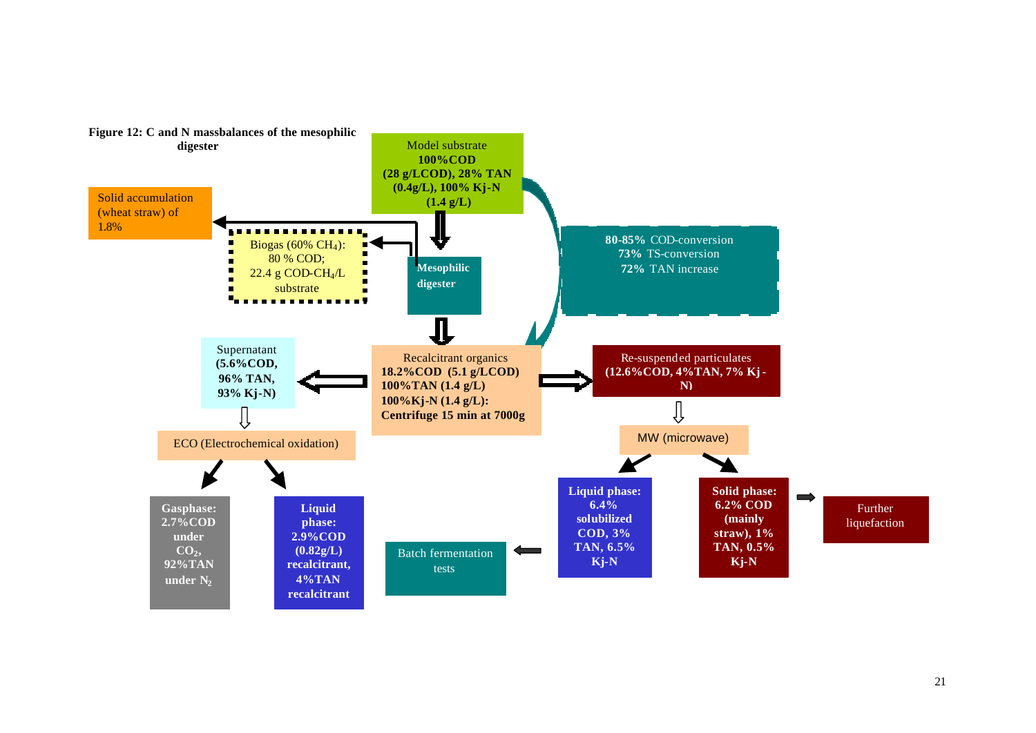**Figure 12: C and N massbalances of the mesophilic digester**

Model substrate
**100%COD**
**(28 g/LCOD), 28% TAN**
**(0.4g/L), 100% Kj-N**
**(1.4 g/L)**

Solid accumulation (wheat straw) of 1.8%

Biogas (60% $CH_4$):
80 % COD;
22.4 g COD-$CH_4$/L substrate

**Mesophilic digester**

**80-85%** COD-conversion
**73%** TS-conversion
**72%** TAN increase

Recalcitrant organics
**18.2%COD (5.1 g/LCOD)**
**100%TAN (1.4 g/L)**
**100%Kj-N (1.4 g/L):**
**Centrifuge 15 min at 7000g**

Supernatant
**(5.6%COD,**
**96% TAN,**
**93% Kj-N)**

ECO (Electrochemical oxidation)

**Gasphase: 2.7%COD under $CO_2$, 92%TAN under $N_2$**

**Liquid phase: 2.9%COD (0.82g/L) recalcitrant, 4%TAN recalcitrant**

Re-suspended particulates
**(12.6%COD, 4%TAN, 7% Kj-N)**

MW (microwave)

**Liquid phase: 6.4% solubilized COD, 3% TAN, 6.5% Kj-N**

**Solid phase: 6.2% COD (mainly straw), 1% TAN, 0.5% Kj-N**

Batch fermentation tests

Further liquefaction